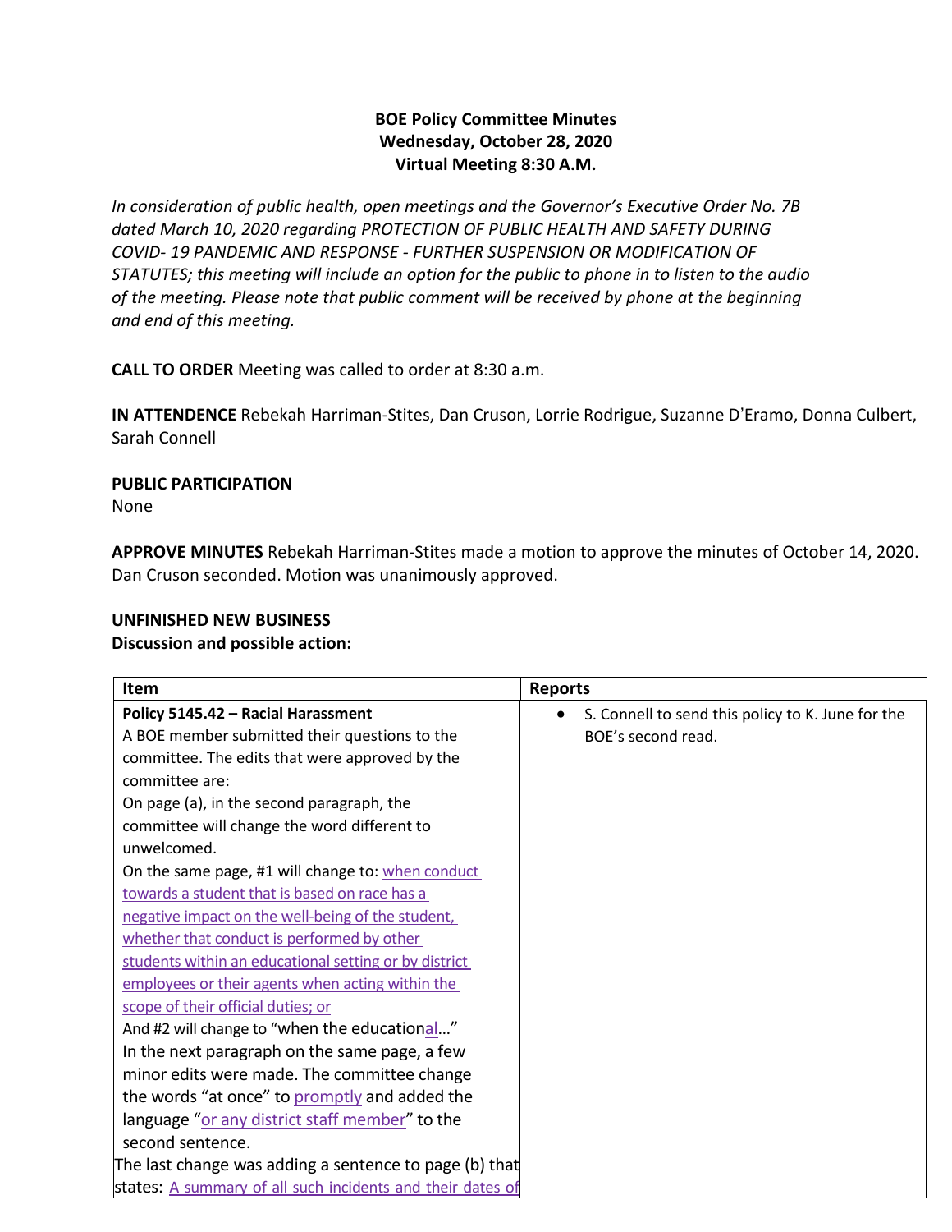**BOE Policy Committee Minutes**
**Wednesday, October 28, 2020**
**Virtual Meeting 8:30 A.M.**

*In consideration of public health, open meetings and the Governor's Executive Order No. 7B dated March 10, 2020 regarding PROTECTION OF PUBLIC HEALTH AND SAFETY DURING COVID- 19 PANDEMIC AND RESPONSE - FURTHER SUSPENSION OR MODIFICATION OF STATUTES; this meeting will include an option for the public to phone in to listen to the audio of the meeting. Please note that public comment will be received by phone at the beginning and end of this meeting.*

**CALL TO ORDER** Meeting was called to order at 8:30 a.m.

**IN ATTENDENCE** Rebekah Harriman-Stites, Dan Cruson, Lorrie Rodrigue, Suzanne D'Eramo, Donna Culbert, Sarah Connell

**PUBLIC PARTICIPATION**
None

**APPROVE MINUTES** Rebekah Harriman-Stites made a motion to approve the minutes of October 14, 2020. Dan Cruson seconded. Motion was unanimously approved.

**UNFINISHED NEW BUSINESS**
**Discussion and possible action:**

| Item | Reports |
|---|---|
| **Policy 5145.42 – Racial Harassment**<br>A BOE member submitted their questions to the committee. The edits that were approved by the committee are:<br>On page (a), in the second paragraph, the committee will change the word different to unwelcomed.<br>On the same page, #1 will change to: when conduct towards a student that is based on race has a negative impact on the well-being of the student, whether that conduct is performed by other students within an educational setting or by district employees or their agents when acting within the scope of their official duties; or<br>And #2 will change to "when the educational…"<br>In the next paragraph on the same page, a few minor edits were made. The committee change the words "at once" to promptly and added the language "or any district staff member" to the second sentence.<br>The last change was adding a sentence to page (b) that states: A summary of all such incidents and their dates of | • S. Connell to send this policy to K. June for the BOE's second read. |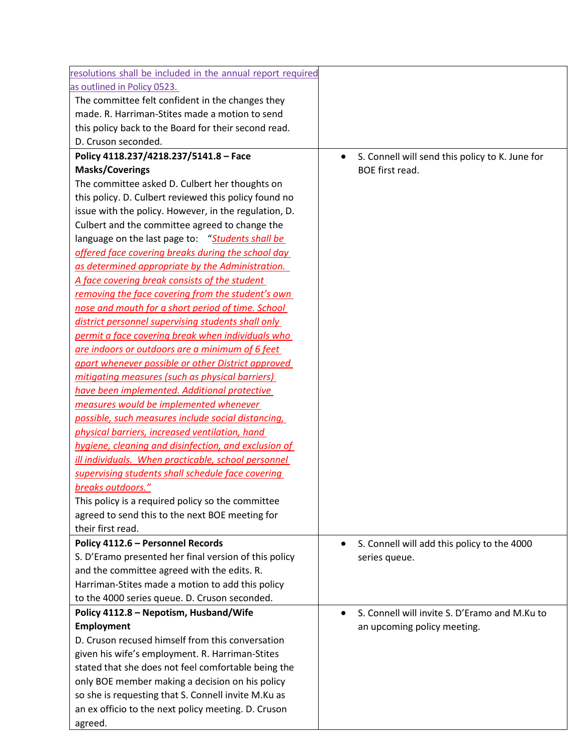| | |
|---|---|
| resolutions shall be included in the annual report required as outlined in Policy 0523.<br>The committee felt confident in the changes they made. R. Harriman-Stites made a motion to send this policy back to the Board for their second read. D. Cruson seconded. | |
| **Policy 4118.237/4218.237/5141.8 – Face Masks/Coverings**<br>The committee asked D. Culbert her thoughts on this policy. D. Culbert reviewed this policy found no issue with the policy. However, in the regulation, D. Culbert and the committee agreed to change the language on the last page to: "*Students shall be offered face covering breaks during the school day as determined appropriate by the Administration. A face covering break consists of the student removing the face covering from the student's own nose and mouth for a short period of time. School district personnel supervising students shall only permit a face covering break when individuals who are indoors or outdoors are a minimum of 6 feet apart whenever possible or other District approved mitigating measures (such as physical barriers) have been implemented. Additional protective measures would be implemented whenever possible, such measures include social distancing, physical barriers, increased ventilation, hand hygiene, cleaning and disinfection, and exclusion of ill individuals. When practicable, school personnel supervising students shall schedule face covering breaks outdoors.*"<br>This policy is a required policy so the committee agreed to send this to the next BOE meeting for their first read. | • S. Connell will send this policy to K. June for BOE first read. |
| **Policy 4112.6 – Personnel Records**<br>S. D'Eramo presented her final version of this policy and the committee agreed with the edits. R. Harriman-Stites made a motion to add this policy to the 4000 series queue. D. Cruson seconded. | • S. Connell will add this policy to the 4000 series queue. |
| **Policy 4112.8 – Nepotism, Husband/Wife Employment**<br>D. Cruson recused himself from this conversation given his wife's employment. R. Harriman-Stites stated that she does not feel comfortable being the only BOE member making a decision on his policy so she is requesting that S. Connell invite M.Ku as an ex officio to the next policy meeting. D. Cruson agreed. | • S. Connell will invite S. D'Eramo and M.Ku to an upcoming policy meeting. |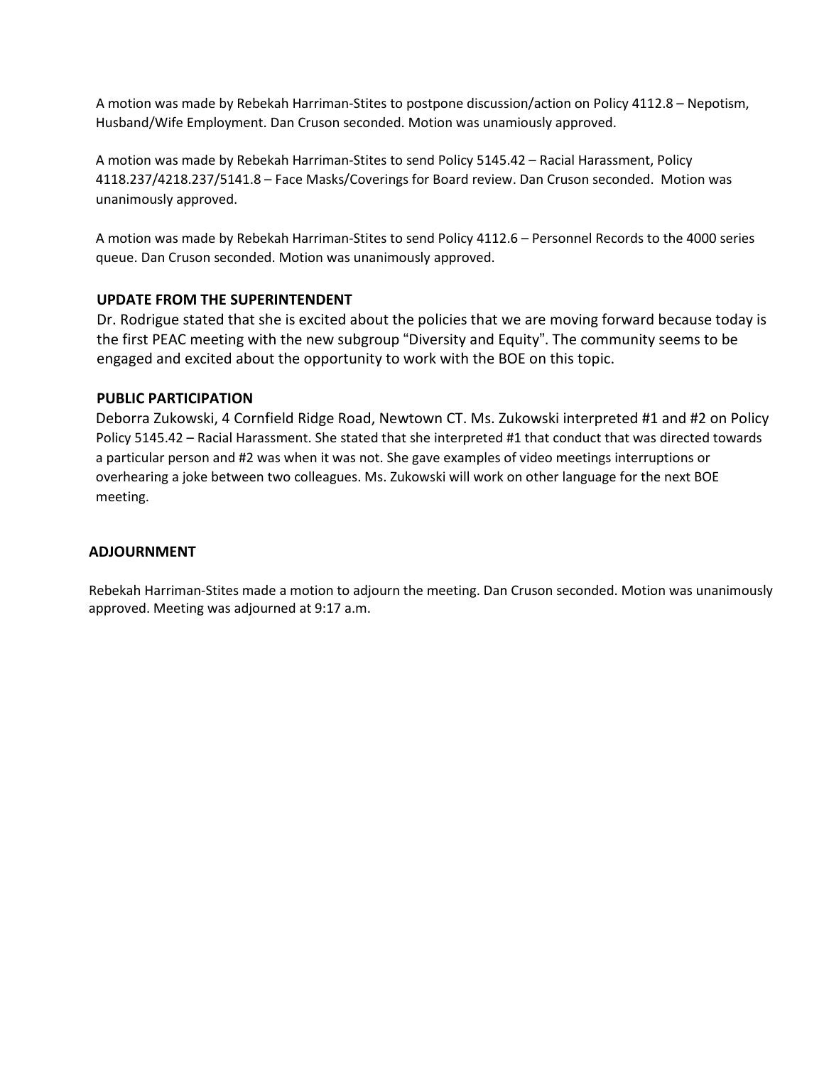A motion was made by Rebekah Harriman-Stites to postpone discussion/action on Policy 4112.8 – Nepotism, Husband/Wife Employment. Dan Cruson seconded. Motion was unamiously approved.

A motion was made by Rebekah Harriman-Stites to send Policy 5145.42 – Racial Harassment, Policy 4118.237/4218.237/5141.8 – Face Masks/Coverings for Board review. Dan Cruson seconded. Motion was unanimously approved.

A motion was made by Rebekah Harriman-Stites to send Policy 4112.6 – Personnel Records to the 4000 series queue. Dan Cruson seconded. Motion was unanimously approved.

**UPDATE FROM THE SUPERINTENDENT**

Dr. Rodrigue stated that she is excited about the policies that we are moving forward because today is the first PEAC meeting with the new subgroup "Diversity and Equity". The community seems to be engaged and excited about the opportunity to work with the BOE on this topic.

**PUBLIC PARTICIPATION**

Deborra Zukowski, 4 Cornfield Ridge Road, Newtown CT. Ms. Zukowski interpreted #1 and #2 on Policy Policy 5145.42 – Racial Harassment. She stated that she interpreted #1 that conduct that was directed towards a particular person and #2 was when it was not. She gave examples of video meetings interruptions or overhearing a joke between two colleagues. Ms. Zukowski will work on other language for the next BOE meeting.

**ADJOURNMENT**

Rebekah Harriman-Stites made a motion to adjourn the meeting. Dan Cruson seconded. Motion was unanimously approved. Meeting was adjourned at 9:17 a.m.